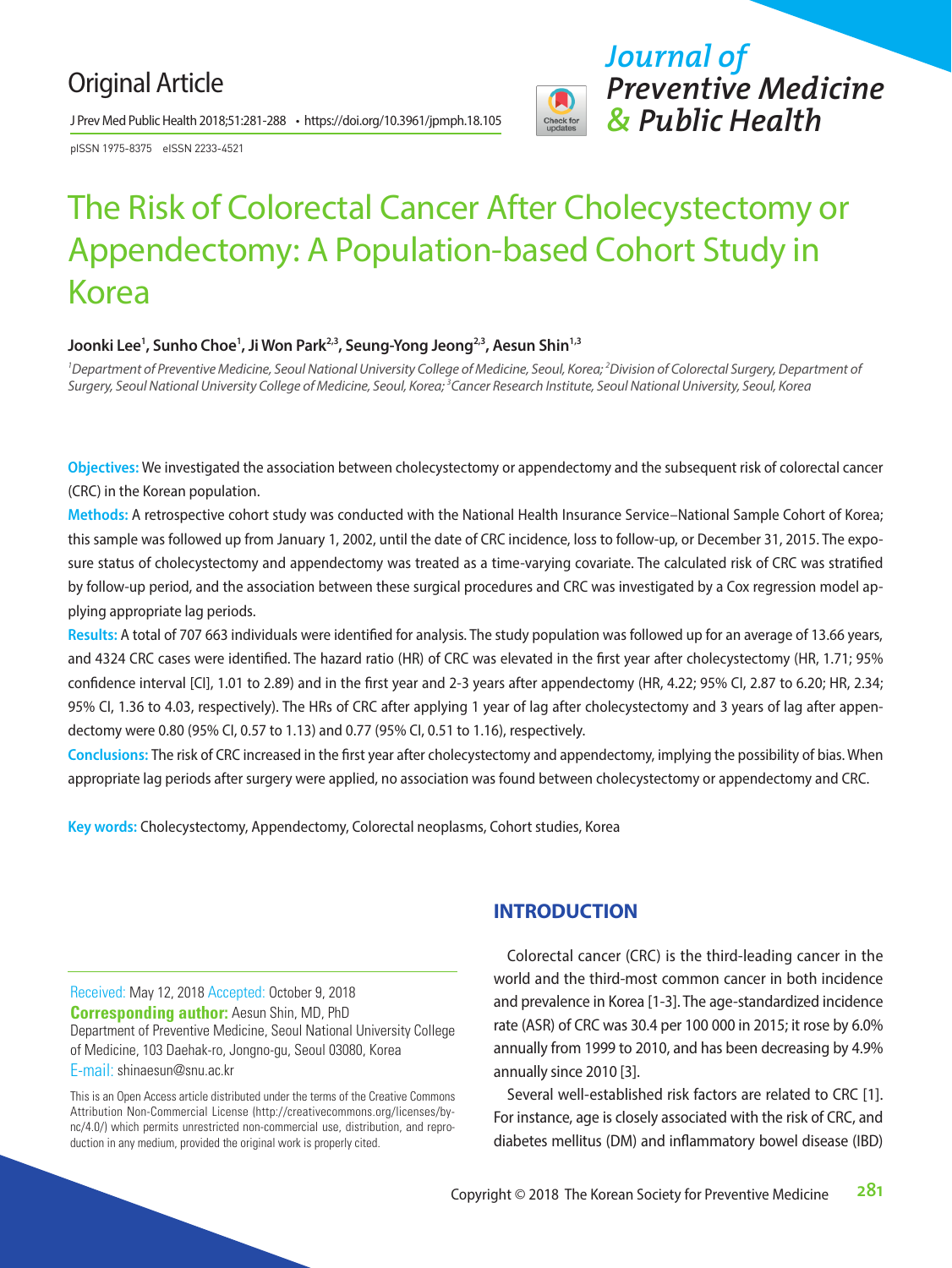Original Article

# The Risk of Colorectal Cancer After Cholecystectomy or Appendectomy: A Population-based Cohort Study in Korea

**Joonki Lee[1], Sunho Choe[1], Ji Won Park[2,3], Seung-Yong Jeong[2,3], Aesun Shin[1,3]**

*[1]Department of Preventive Medicine, Seoul National University College of Medicine, Seoul, Korea; [2]Division of Colorectal Surgery, Department of Surgery, Seoul National University College of Medicine, Seoul, Korea; [3]Cancer Research Institute, Seoul National University, Seoul, Korea*

**Objectives:** We investigated the association between cholecystectomy or appendectomy and the subsequent risk of colorectal cancer (CRC) in the Korean population.

**Methods:** A retrospective cohort study was conducted with the National Health Insurance Service–National Sample Cohort of Korea; this sample was followed up from January 1, 2002, until the date of CRC incidence, loss to follow-up, or December 31, 2015. The exposure status of cholecystectomy and appendectomy was treated as a time-varying covariate. The calculated risk of CRC was stratified by follow-up period, and the association between these surgical procedures and CRC was investigated by a Cox regression model applying appropriate lag periods.

**Results:** A total of 707 663 individuals were identified for analysis. The study population was followed up for an average of 13.66 years, and 4324 CRC cases were identified. The hazard ratio (HR) of CRC was elevated in the first year after cholecystectomy (HR, 1.71; 95% confidence interval [CI], 1.01 to 2.89) and in the first year and 2-3 years after appendectomy (HR, 4.22; 95% CI, 2.87 to 6.20; HR, 2.34; 95% CI, 1.36 to 4.03, respectively). The HRs of CRC after applying 1 year of lag after cholecystectomy and 3 years of lag after appendectomy were 0.80 (95% CI, 0.57 to 1.13) and 0.77 (95% CI, 0.51 to 1.16), respectively.

**Conclusions:** The risk of CRC increased in the first year after cholecystectomy and appendectomy, implying the possibility of bias. When appropriate lag periods after surgery were applied, no association was found between cholecystectomy or appendectomy and CRC.

**Key words:** Cholecystectomy, Appendectomy, Colorectal neoplasms, Cohort studies, Korea

Received: May 12, 2018 Accepted: October 9, 2018
**Corresponding author:** Aesun Shin, MD, PhD
Department of Preventive Medicine, Seoul National University College of Medicine, 103 Daehak-ro, Jongno-gu, Seoul 03080, Korea
E-mail: shinaesun@snu.ac.kr

This is an Open Access article distributed under the terms of the Creative Commons Attribution Non-Commercial License (http://creativecommons.org/licenses/by-nc/4.0/) which permits unrestricted non-commercial use, distribution, and reproduction in any medium, provided the original work is properly cited.

## INTRODUCTION

Colorectal cancer (CRC) is the third-leading cancer in the world and the third-most common cancer in both incidence and prevalence in Korea [1-3]. The age-standardized incidence rate (ASR) of CRC was 30.4 per 100 000 in 2015; it rose by 6.0% annually from 1999 to 2010, and has been decreasing by 4.9% annually since 2010 [3].

Several well-established risk factors are related to CRC [1]. For instance, age is closely associated with the risk of CRC, and diabetes mellitus (DM) and inflammatory bowel disease (IBD)

Copyright © 2018 The Korean Society for Preventive Medicine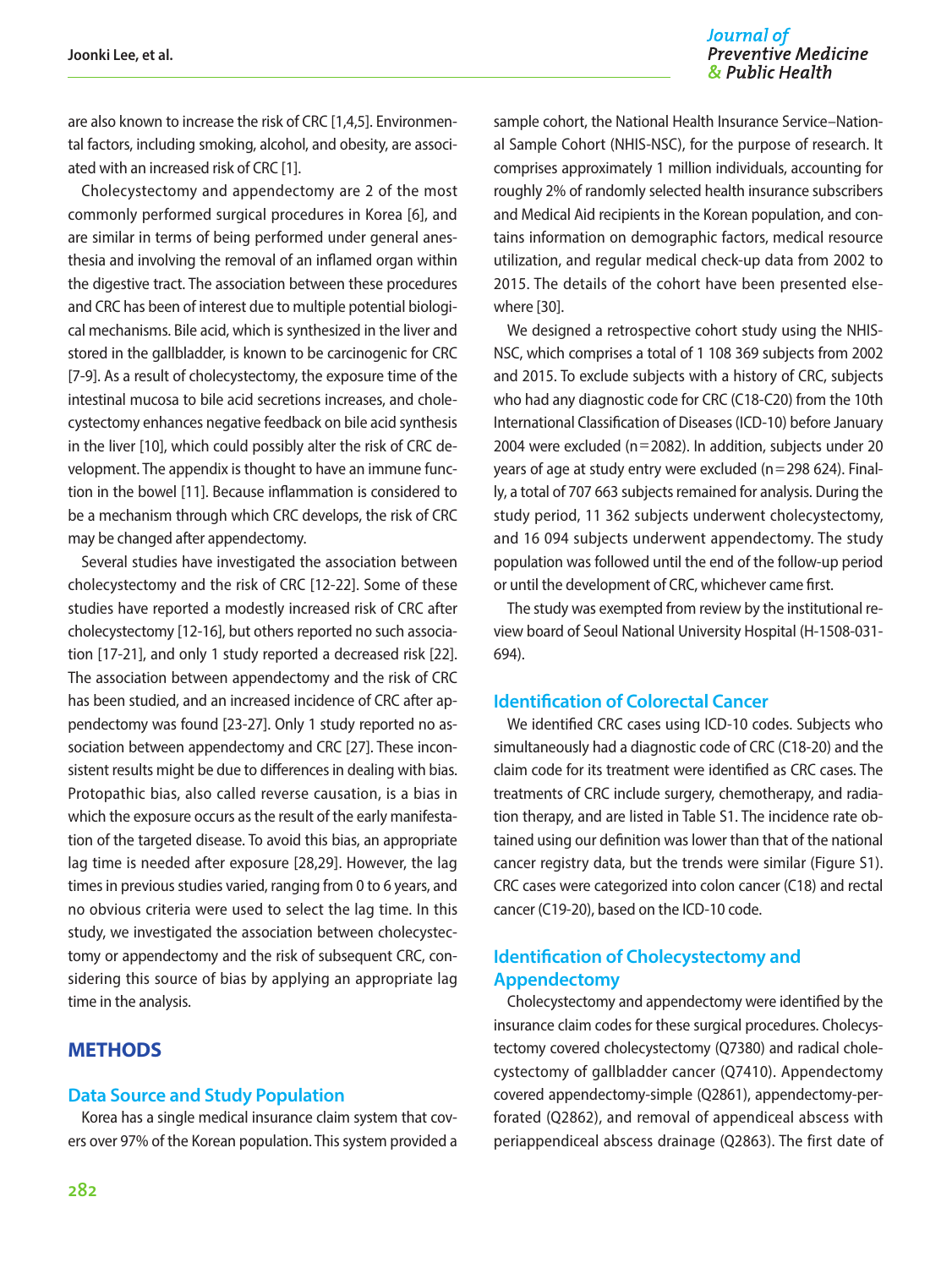are also known to increase the risk of CRC [1,4,5]. Environmental factors, including smoking, alcohol, and obesity, are associated with an increased risk of CRC [1].

Cholecystectomy and appendectomy are 2 of the most commonly performed surgical procedures in Korea [6], and are similar in terms of being performed under general anesthesia and involving the removal of an inflamed organ within the digestive tract. The association between these procedures and CRC has been of interest due to multiple potential biological mechanisms. Bile acid, which is synthesized in the liver and stored in the gallbladder, is known to be carcinogenic for CRC [7-9]. As a result of cholecystectomy, the exposure time of the intestinal mucosa to bile acid secretions increases, and cholecystectomy enhances negative feedback on bile acid synthesis in the liver [10], which could possibly alter the risk of CRC development. The appendix is thought to have an immune function in the bowel [11]. Because inflammation is considered to be a mechanism through which CRC develops, the risk of CRC may be changed after appendectomy.

Several studies have investigated the association between cholecystectomy and the risk of CRC [12-22]. Some of these studies have reported a modestly increased risk of CRC after cholecystectomy [12-16], but others reported no such association [17-21], and only 1 study reported a decreased risk [22]. The association between appendectomy and the risk of CRC has been studied, and an increased incidence of CRC after appendectomy was found [23-27]. Only 1 study reported no association between appendectomy and CRC [27]. These inconsistent results might be due to differences in dealing with bias. Protopathic bias, also called reverse causation, is a bias in which the exposure occurs as the result of the early manifestation of the targeted disease. To avoid this bias, an appropriate lag time is needed after exposure [28,29]. However, the lag times in previous studies varied, ranging from 0 to 6 years, and no obvious criteria were used to select the lag time. In this study, we investigated the association between cholecystectomy or appendectomy and the risk of subsequent CRC, considering this source of bias by applying an appropriate lag time in the analysis.

## METHODS

### Data Source and Study Population

Korea has a single medical insurance claim system that covers over 97% of the Korean population. This system provided a sample cohort, the National Health Insurance Service–National Sample Cohort (NHIS-NSC), for the purpose of research. It comprises approximately 1 million individuals, accounting for roughly 2% of randomly selected health insurance subscribers and Medical Aid recipients in the Korean population, and contains information on demographic factors, medical resource utilization, and regular medical check-up data from 2002 to 2015. The details of the cohort have been presented elsewhere [30].

We designed a retrospective cohort study using the NHIS-NSC, which comprises a total of 1 108 369 subjects from 2002 and 2015. To exclude subjects with a history of CRC, subjects who had any diagnostic code for CRC (C18-C20) from the 10th International Classification of Diseases (ICD-10) before January 2004 were excluded (n=2082). In addition, subjects under 20 years of age at study entry were excluded (n=298 624). Finally, a total of 707 663 subjects remained for analysis. During the study period, 11 362 subjects underwent cholecystectomy, and 16 094 subjects underwent appendectomy. The study population was followed until the end of the follow-up period or until the development of CRC, whichever came first.

The study was exempted from review by the institutional review board of Seoul National University Hospital (H-1508-031-694).

### Identification of Colorectal Cancer

We identified CRC cases using ICD-10 codes. Subjects who simultaneously had a diagnostic code of CRC (C18-20) and the claim code for its treatment were identified as CRC cases. The treatments of CRC include surgery, chemotherapy, and radiation therapy, and are listed in Table S1. The incidence rate obtained using our definition was lower than that of the national cancer registry data, but the trends were similar (Figure S1). CRC cases were categorized into colon cancer (C18) and rectal cancer (C19-20), based on the ICD-10 code.

### Identification of Cholecystectomy and Appendectomy

Cholecystectomy and appendectomy were identified by the insurance claim codes for these surgical procedures. Cholecystectomy covered cholecystectomy (Q7380) and radical cholecystectomy of gallbladder cancer (Q7410). Appendectomy covered appendectomy-simple (Q2861), appendectomy-perforated (Q2862), and removal of appendiceal abscess with periappendiceal abscess drainage (Q2863). The first date of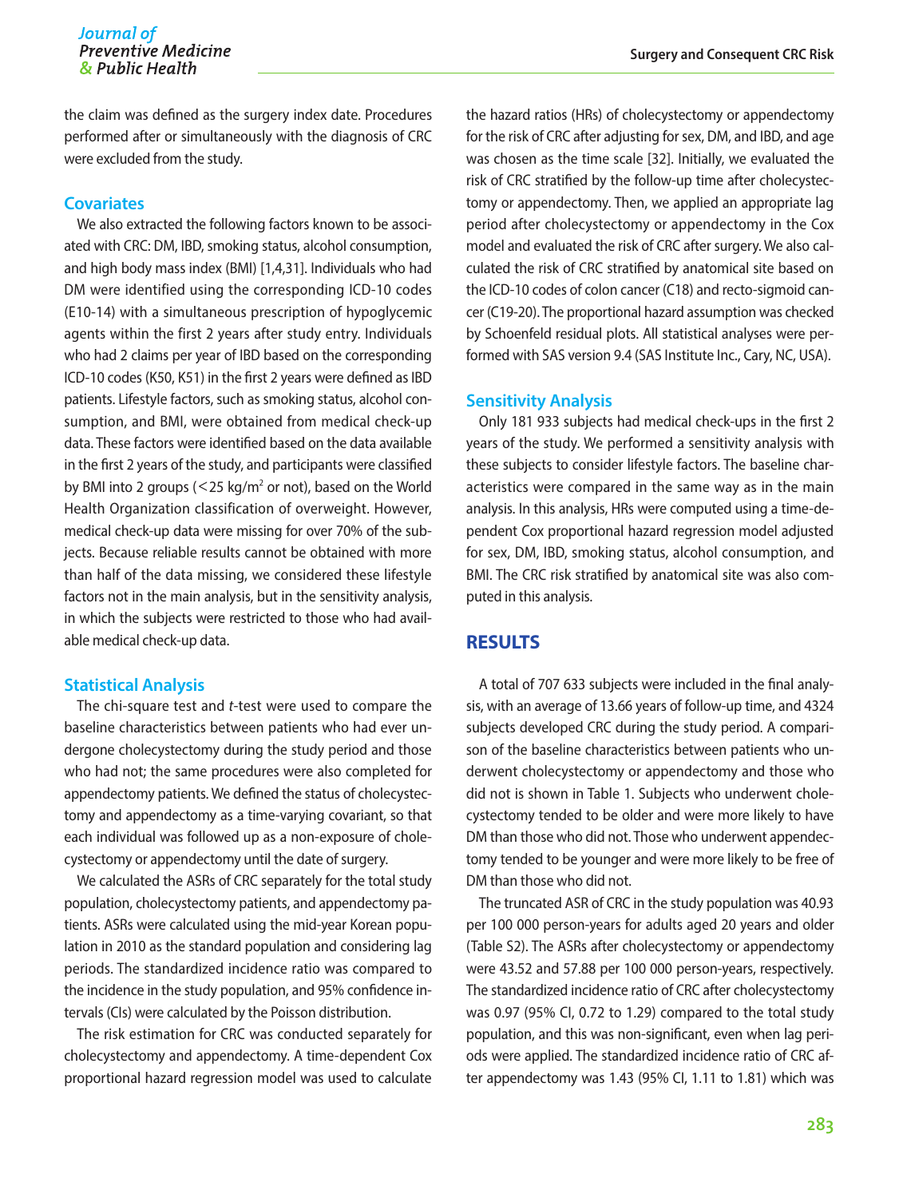the claim was defined as the surgery index date. Procedures performed after or simultaneously with the diagnosis of CRC were excluded from the study.

### Covariates

We also extracted the following factors known to be associated with CRC: DM, IBD, smoking status, alcohol consumption, and high body mass index (BMI) [1,4,31]. Individuals who had DM were identified using the corresponding ICD-10 codes (E10-14) with a simultaneous prescription of hypoglycemic agents within the first 2 years after study entry. Individuals who had 2 claims per year of IBD based on the corresponding ICD-10 codes (K50, K51) in the first 2 years were defined as IBD patients. Lifestyle factors, such as smoking status, alcohol consumption, and BMI, were obtained from medical check-up data. These factors were identified based on the data available in the first 2 years of the study, and participants were classified by BMI into 2 groups (<25 kg/m$^2$ or not), based on the World Health Organization classification of overweight. However, medical check-up data were missing for over 70% of the subjects. Because reliable results cannot be obtained with more than half of the data missing, we considered these lifestyle factors not in the main analysis, but in the sensitivity analysis, in which the subjects were restricted to those who had available medical check-up data.

### Statistical Analysis

The chi-square test and *t*-test were used to compare the baseline characteristics between patients who had ever undergone cholecystectomy during the study period and those who had not; the same procedures were also completed for appendectomy patients. We defined the status of cholecystectomy and appendectomy as a time-varying covariant, so that each individual was followed up as a non-exposure of cholecystectomy or appendectomy until the date of surgery.

We calculated the ASRs of CRC separately for the total study population, cholecystectomy patients, and appendectomy patients. ASRs were calculated using the mid-year Korean population in 2010 as the standard population and considering lag periods. The standardized incidence ratio was compared to the incidence in the study population, and 95% confidence intervals (CIs) were calculated by the Poisson distribution.

The risk estimation for CRC was conducted separately for cholecystectomy and appendectomy. A time-dependent Cox proportional hazard regression model was used to calculate the hazard ratios (HRs) of cholecystectomy or appendectomy for the risk of CRC after adjusting for sex, DM, and IBD, and age was chosen as the time scale [32]. Initially, we evaluated the risk of CRC stratified by the follow-up time after cholecystectomy or appendectomy. Then, we applied an appropriate lag period after cholecystectomy or appendectomy in the Cox model and evaluated the risk of CRC after surgery. We also calculated the risk of CRC stratified by anatomical site based on the ICD-10 codes of colon cancer (C18) and recto-sigmoid cancer (C19-20). The proportional hazard assumption was checked by Schoenfeld residual plots. All statistical analyses were performed with SAS version 9.4 (SAS Institute Inc., Cary, NC, USA).

### Sensitivity Analysis

Only 181 933 subjects had medical check-ups in the first 2 years of the study. We performed a sensitivity analysis with these subjects to consider lifestyle factors. The baseline characteristics were compared in the same way as in the main analysis. In this analysis, HRs were computed using a time-dependent Cox proportional hazard regression model adjusted for sex, DM, IBD, smoking status, alcohol consumption, and BMI. The CRC risk stratified by anatomical site was also computed in this analysis.

## RESULTS

A total of 707 633 subjects were included in the final analysis, with an average of 13.66 years of follow-up time, and 4324 subjects developed CRC during the study period. A comparison of the baseline characteristics between patients who underwent cholecystectomy or appendectomy and those who did not is shown in Table 1. Subjects who underwent cholecystectomy tended to be older and were more likely to have DM than those who did not. Those who underwent appendectomy tended to be younger and were more likely to be free of DM than those who did not.

The truncated ASR of CRC in the study population was 40.93 per 100 000 person-years for adults aged 20 years and older (Table S2). The ASRs after cholecystectomy or appendectomy were 43.52 and 57.88 per 100 000 person-years, respectively. The standardized incidence ratio of CRC after cholecystectomy was 0.97 (95% CI, 0.72 to 1.29) compared to the total study population, and this was non-significant, even when lag periods were applied. The standardized incidence ratio of CRC after appendectomy was 1.43 (95% CI, 1.11 to 1.81) which was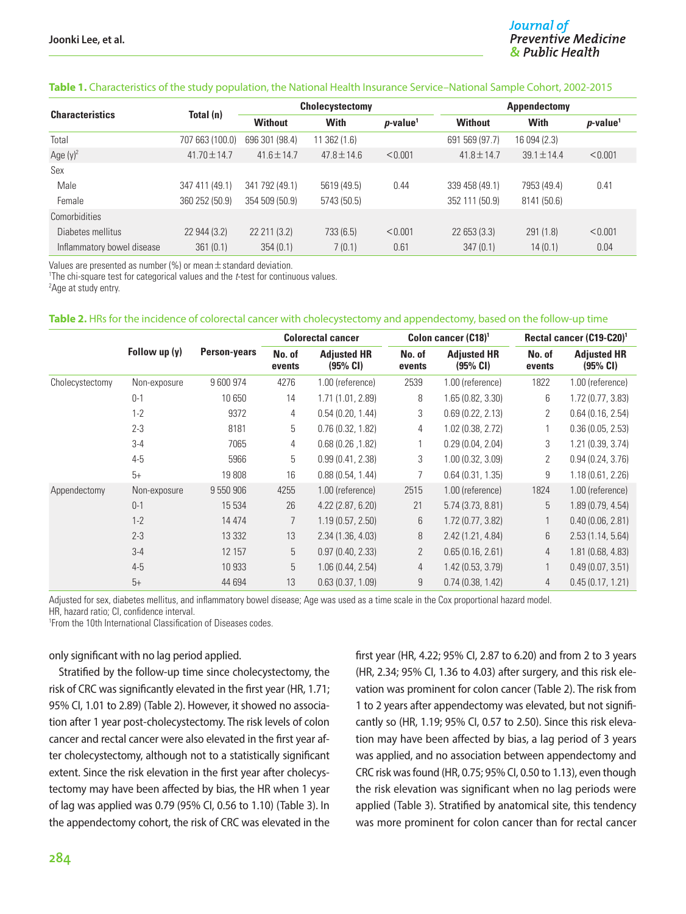**Table 1.** Characteristics of the study population, the National Health Insurance Service–National Sample Cohort, 2002-2015

| Characteristics | Total (n) | Cholecystectomy | | | Appendectomy | | |
|---|---|---|---|---|---|---|---|
| | | Without | With | *p*-value[1] | Without | With | *p*-value[1] |
| Total | 707 663 (100.0) | 696 301 (98.4) | 11 362 (1.6) | | 691 569 (97.7) | 16 094 (2.3) | |
| Age (y)[2] | 41.70±14.7 | 41.6±14.7 | 47.8±14.6 | <0.001 | 41.8±14.7 | 39.1±14.4 | <0.001 |
| Sex | | | | | | | |
| Male | 347 411 (49.1) | 341 792 (49.1) | 5619 (49.5) | 0.44 | 339 458 (49.1) | 7953 (49.4) | 0.41 |
| Female | 360 252 (50.9) | 354 509 (50.9) | 5743 (50.5) | | 352 111 (50.9) | 8141 (50.6) | |
| Comorbidities | | | | | | | |
| Diabetes mellitus | 22 944 (3.2) | 22 211 (3.2) | 733 (6.5) | <0.001 | 22 653 (3.3) | 291 (1.8) | <0.001 |
| Inflammatory bowel disease | 361 (0.1) | 354 (0.1) | 7 (0.1) | 0.61 | 347 (0.1) | 14 (0.1) | 0.04 |

Values are presented as number (%) or mean±standard deviation.
[1]The chi-square test for categorical values and the *t*-test for continuous values.
[2]Age at study entry.

**Table 2.** HRs for the incidence of colorectal cancer with cholecystectomy and appendectomy, based on the follow-up time

| | Follow up (y) | Person-years | Colorectal cancer | | Colon cancer (C18)[1] | | Rectal cancer (C19-C20)[1] | |
|---|---|---|---|---|---|---|---|---|
| | | | No. of events | Adjusted HR (95% CI) | No. of events | Adjusted HR (95% CI) | No. of events | Adjusted HR (95% CI) |
| Cholecystectomy | Non-exposure | 9 600 974 | 4276 | 1.00 (reference) | 2539 | 1.00 (reference) | 1822 | 1.00 (reference) |
| | 0-1 | 10 650 | 14 | 1.71 (1.01, 2.89) | 8 | 1.65 (0.82, 3.30) | 6 | 1.72 (0.77, 3.83) |
| | 1-2 | 9372 | 4 | 0.54 (0.20, 1.44) | 3 | 0.69 (0.22, 2.13) | 2 | 0.64 (0.16, 2.54) |
| | 2-3 | 8181 | 5 | 0.76 (0.32, 1.82) | 4 | 1.02 (0.38, 2.72) | 1 | 0.36 (0.05, 2.53) |
| | 3-4 | 7065 | 4 | 0.68 (0.26 ,1.82) | 1 | 0.29 (0.04, 2.04) | 3 | 1.21 (0.39, 3.74) |
| | 4-5 | 5966 | 5 | 0.99 (0.41, 2.38) | 3 | 1.00 (0.32, 3.09) | 2 | 0.94 (0.24, 3.76) |
| | 5+ | 19 808 | 16 | 0.88 (0.54, 1.44) | 7 | 0.64 (0.31, 1.35) | 9 | 1.18 (0.61, 2.26) |
| Appendectomy | Non-exposure | 9 550 906 | 4255 | 1.00 (reference) | 2515 | 1.00 (reference) | 1824 | 1.00 (reference) |
| | 0-1 | 15 534 | 26 | 4.22 (2.87, 6.20) | 21 | 5.74 (3.73, 8.81) | 5 | 1.89 (0.79, 4.54) |
| | 1-2 | 14 474 | 7 | 1.19 (0.57, 2.50) | 6 | 1.72 (0.77, 3.82) | 1 | 0.40 (0.06, 2.81) |
| | 2-3 | 13 332 | 13 | 2.34 (1.36, 4.03) | 8 | 2.42 (1.21, 4.84) | 6 | 2.53 (1.14, 5.64) |
| | 3-4 | 12 157 | 5 | 0.97 (0.40, 2.33) | 2 | 0.65 (0.16, 2.61) | 4 | 1.81 (0.68, 4.83) |
| | 4-5 | 10 933 | 5 | 1.06 (0.44, 2.54) | 4 | 1.42 (0.53, 3.79) | 1 | 0.49 (0.07, 3.51) |
| | 5+ | 44 694 | 13 | 0.63 (0.37, 1.09) | 9 | 0.74 (0.38, 1.42) | 4 | 0.45 (0.17, 1.21) |

Adjusted for sex, diabetes mellitus, and inflammatory bowel disease; Age was used as a time scale in the Cox proportional hazard model.
HR, hazard ratio; CI, confidence interval.
[1]From the 10th International Classification of Diseases codes.

only significant with no lag period applied.

Stratified by the follow-up time since cholecystectomy, the risk of CRC was significantly elevated in the first year (HR, 1.71; 95% CI, 1.01 to 2.89) (Table 2). However, it showed no association after 1 year post-cholecystectomy. The risk levels of colon cancer and rectal cancer were also elevated in the first year after cholecystectomy, although not to a statistically significant extent. Since the risk elevation in the first year after cholecystectomy may have been affected by bias, the HR when 1 year of lag was applied was 0.79 (95% CI, 0.56 to 1.10) (Table 3). In the appendectomy cohort, the risk of CRC was elevated in the first year (HR, 4.22; 95% CI, 2.87 to 6.20) and from 2 to 3 years (HR, 2.34; 95% CI, 1.36 to 4.03) after surgery, and this risk elevation was prominent for colon cancer (Table 2). The risk from 1 to 2 years after appendectomy was elevated, but not significantly so (HR, 1.19; 95% CI, 0.57 to 2.50). Since this risk elevation may have been affected by bias, a lag period of 3 years was applied, and no association between appendectomy and CRC risk was found (HR, 0.75; 95% CI, 0.50 to 1.13), even though the risk elevation was significant when no lag periods were applied (Table 3). Stratified by anatomical site, this tendency was more prominent for colon cancer than for rectal cancer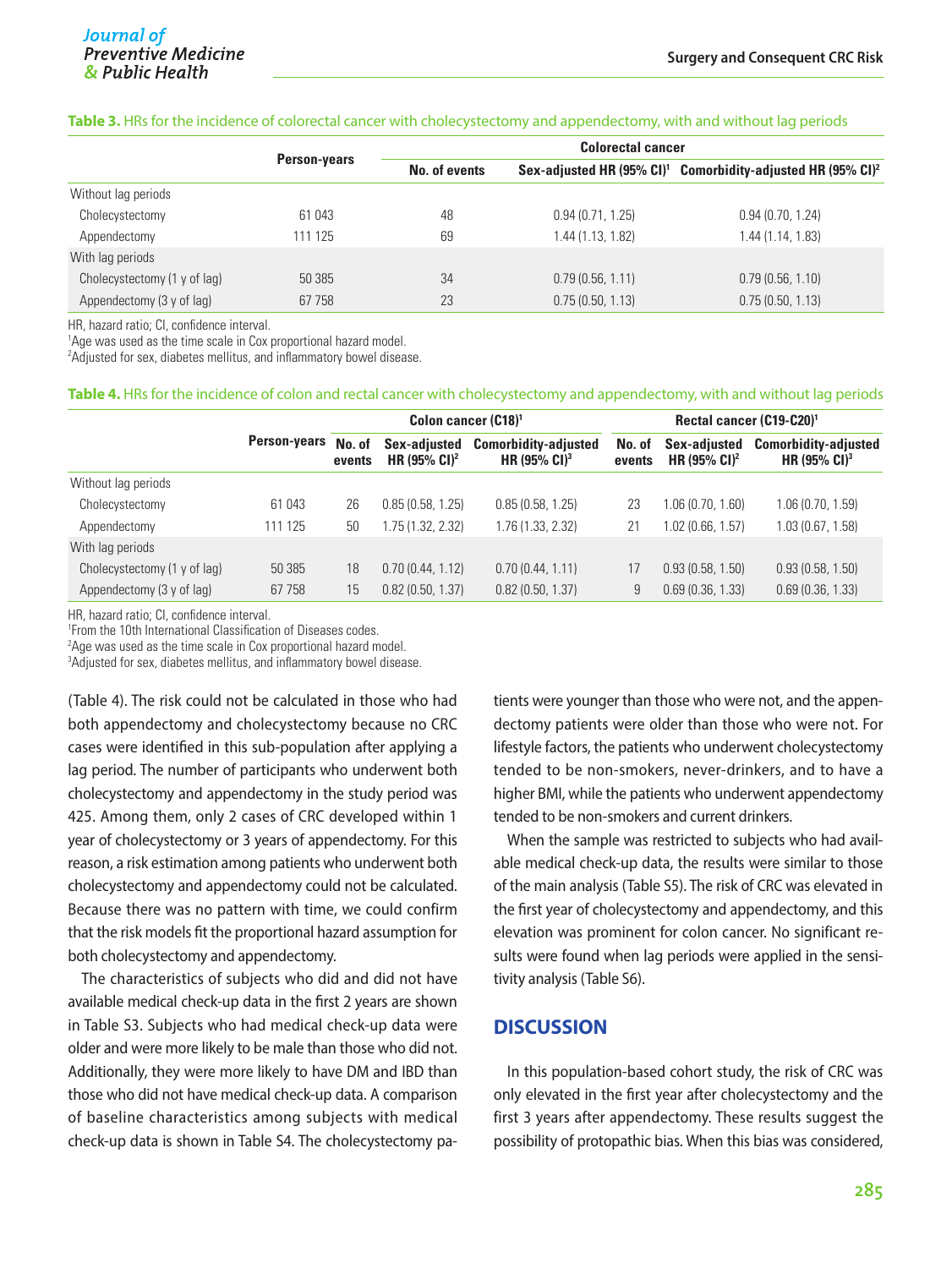**Table 3.** HRs for the incidence of colorectal cancer with cholecystectomy and appendectomy, with and without lag periods

| | Person-years | Colorectal cancer | | |
|---|---|---|---|---|
| | | No. of events | Sex-adjusted HR (95% CI)[1] | Comorbidity-adjusted HR (95% CI)[2] |
| Without lag periods | | | | |
| Cholecystectomy | 61 043 | 48 | 0.94 (0.71, 1.25) | 0.94 (0.70, 1.24) |
| Appendectomy | 111 125 | 69 | 1.44 (1.13, 1.82) | 1.44 (1.14, 1.83) |
| With lag periods | | | | |
| Cholecystectomy (1 y of lag) | 50 385 | 34 | 0.79 (0.56, 1.11) | 0.79 (0.56, 1.10) |
| Appendectomy (3 y of lag) | 67 758 | 23 | 0.75 (0.50, 1.13) | 0.75 (0.50, 1.13) |

HR, hazard ratio; CI, confidence interval.
[1]Age was used as the time scale in Cox proportional hazard model.
[2]Adjusted for sex, diabetes mellitus, and inflammatory bowel disease.

**Table 4.** HRs for the incidence of colon and rectal cancer with cholecystectomy and appendectomy, with and without lag periods

| | Person-years | Colon cancer (C18)[1] | | | Rectal cancer (C19-C20)[1] | | |
|---|---|---|---|---|---|---|---|
| | | No. of events | Sex-adjusted HR (95% CI)[2] | Comorbidity-adjusted HR (95% CI)[3] | No. of events | Sex-adjusted HR (95% CI)[2] | Comorbidity-adjusted HR (95% CI)[3] |
| Without lag periods | | | | | | | |
| Cholecystectomy | 61 043 | 26 | 0.85 (0.58, 1.25) | 0.85 (0.58, 1.25) | 23 | 1.06 (0.70, 1.60) | 1.06 (0.70, 1.59) |
| Appendectomy | 111 125 | 50 | 1.75 (1.32, 2.32) | 1.76 (1.33, 2.32) | 21 | 1.02 (0.66, 1.57) | 1.03 (0.67, 1.58) |
| With lag periods | | | | | | | |
| Cholecystectomy (1 y of lag) | 50 385 | 18 | 0.70 (0.44, 1.12) | 0.70 (0.44, 1.11) | 17 | 0.93 (0.58, 1.50) | 0.93 (0.58, 1.50) |
| Appendectomy (3 y of lag) | 67 758 | 15 | 0.82 (0.50, 1.37) | 0.82 (0.50, 1.37) | 9 | 0.69 (0.36, 1.33) | 0.69 (0.36, 1.33) |

HR, hazard ratio; CI, confidence interval.
[1]From the 10th International Classification of Diseases codes.
[2]Age was used as the time scale in Cox proportional hazard model.
[3]Adjusted for sex, diabetes mellitus, and inflammatory bowel disease.

(Table 4). The risk could not be calculated in those who had both appendectomy and cholecystectomy because no CRC cases were identified in this sub-population after applying a lag period. The number of participants who underwent both cholecystectomy and appendectomy in the study period was 425. Among them, only 2 cases of CRC developed within 1 year of cholecystectomy or 3 years of appendectomy. For this reason, a risk estimation among patients who underwent both cholecystectomy and appendectomy could not be calculated. Because there was no pattern with time, we could confirm that the risk models fit the proportional hazard assumption for both cholecystectomy and appendectomy.

The characteristics of subjects who did and did not have available medical check-up data in the first 2 years are shown in Table S3. Subjects who had medical check-up data were older and were more likely to be male than those who did not. Additionally, they were more likely to have DM and IBD than those who did not have medical check-up data. A comparison of baseline characteristics among subjects with medical check-up data is shown in Table S4. The cholecystectomy patients were younger than those who were not, and the appendectomy patients were older than those who were not. For lifestyle factors, the patients who underwent cholecystectomy tended to be non-smokers, never-drinkers, and to have a higher BMI, while the patients who underwent appendectomy tended to be non-smokers and current drinkers.

When the sample was restricted to subjects who had available medical check-up data, the results were similar to those of the main analysis (Table S5). The risk of CRC was elevated in the first year of cholecystectomy and appendectomy, and this elevation was prominent for colon cancer. No significant results were found when lag periods were applied in the sensitivity analysis (Table S6).

## DISCUSSION

In this population-based cohort study, the risk of CRC was only elevated in the first year after cholecystectomy and the first 3 years after appendectomy. These results suggest the possibility of protopathic bias. When this bias was considered,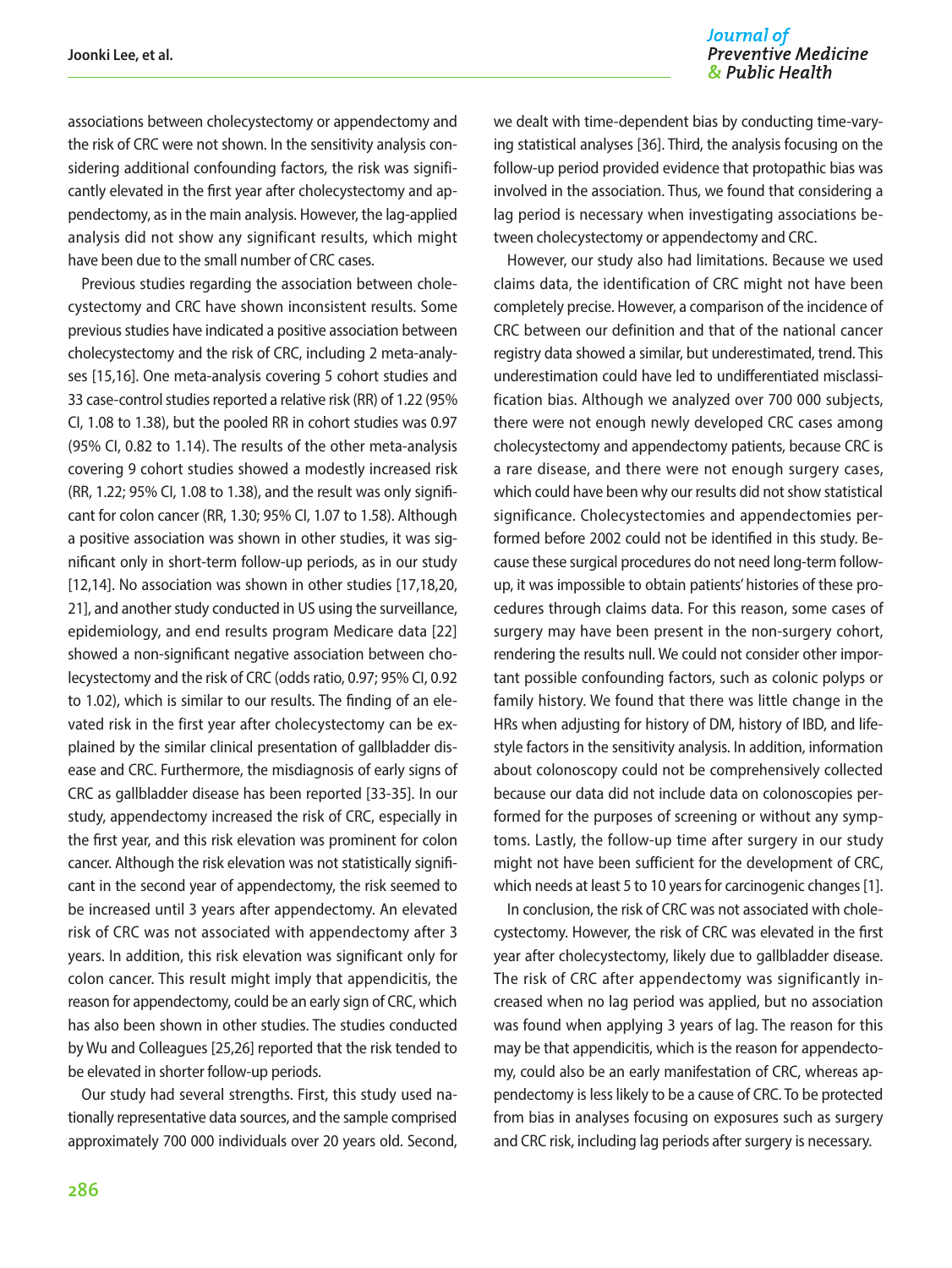associations between cholecystectomy or appendectomy and the risk of CRC were not shown. In the sensitivity analysis considering additional confounding factors, the risk was significantly elevated in the first year after cholecystectomy and appendectomy, as in the main analysis. However, the lag-applied analysis did not show any significant results, which might have been due to the small number of CRC cases.

Previous studies regarding the association between cholecystectomy and CRC have shown inconsistent results. Some previous studies have indicated a positive association between cholecystectomy and the risk of CRC, including 2 meta-analyses [15,16]. One meta-analysis covering 5 cohort studies and 33 case-control studies reported a relative risk (RR) of 1.22 (95% CI, 1.08 to 1.38), but the pooled RR in cohort studies was 0.97 (95% CI, 0.82 to 1.14). The results of the other meta-analysis covering 9 cohort studies showed a modestly increased risk (RR, 1.22; 95% CI, 1.08 to 1.38), and the result was only significant for colon cancer (RR, 1.30; 95% CI, 1.07 to 1.58). Although a positive association was shown in other studies, it was significant only in short-term follow-up periods, as in our study [12,14]. No association was shown in other studies [17,18,20,21], and another study conducted in US using the surveillance, epidemiology, and end results program Medicare data [22] showed a non-significant negative association between cholecystectomy and the risk of CRC (odds ratio, 0.97; 95% CI, 0.92 to 1.02), which is similar to our results. The finding of an elevated risk in the first year after cholecystectomy can be explained by the similar clinical presentation of gallbladder disease and CRC. Furthermore, the misdiagnosis of early signs of CRC as gallbladder disease has been reported [33-35]. In our study, appendectomy increased the risk of CRC, especially in the first year, and this risk elevation was prominent for colon cancer. Although the risk elevation was not statistically significant in the second year of appendectomy, the risk seemed to be increased until 3 years after appendectomy. An elevated risk of CRC was not associated with appendectomy after 3 years. In addition, this risk elevation was significant only for colon cancer. This result might imply that appendicitis, the reason for appendectomy, could be an early sign of CRC, which has also been shown in other studies. The studies conducted by Wu and Colleagues [25,26] reported that the risk tended to be elevated in shorter follow-up periods.

Our study had several strengths. First, this study used nationally representative data sources, and the sample comprised approximately 700 000 individuals over 20 years old. Second, we dealt with time-dependent bias by conducting time-varying statistical analyses [36]. Third, the analysis focusing on the follow-up period provided evidence that protopathic bias was involved in the association. Thus, we found that considering a lag period is necessary when investigating associations between cholecystectomy or appendectomy and CRC.

However, our study also had limitations. Because we used claims data, the identification of CRC might not have been completely precise. However, a comparison of the incidence of CRC between our definition and that of the national cancer registry data showed a similar, but underestimated, trend. This underestimation could have led to undifferentiated misclassification bias. Although we analyzed over 700 000 subjects, there were not enough newly developed CRC cases among cholecystectomy and appendectomy patients, because CRC is a rare disease, and there were not enough surgery cases, which could have been why our results did not show statistical significance. Cholecystectomies and appendectomies performed before 2002 could not be identified in this study. Because these surgical procedures do not need long-term follow-up, it was impossible to obtain patients' histories of these procedures through claims data. For this reason, some cases of surgery may have been present in the non-surgery cohort, rendering the results null. We could not consider other important possible confounding factors, such as colonic polyps or family history. We found that there was little change in the HRs when adjusting for history of DM, history of IBD, and lifestyle factors in the sensitivity analysis. In addition, information about colonoscopy could not be comprehensively collected because our data did not include data on colonoscopies performed for the purposes of screening or without any symptoms. Lastly, the follow-up time after surgery in our study might not have been sufficient for the development of CRC, which needs at least 5 to 10 years for carcinogenic changes [1].

In conclusion, the risk of CRC was not associated with cholecystectomy. However, the risk of CRC was elevated in the first year after cholecystectomy, likely due to gallbladder disease. The risk of CRC after appendectomy was significantly increased when no lag period was applied, but no association was found when applying 3 years of lag. The reason for this may be that appendicitis, which is the reason for appendectomy, could also be an early manifestation of CRC, whereas appendectomy is less likely to be a cause of CRC. To be protected from bias in analyses focusing on exposures such as surgery and CRC risk, including lag periods after surgery is necessary.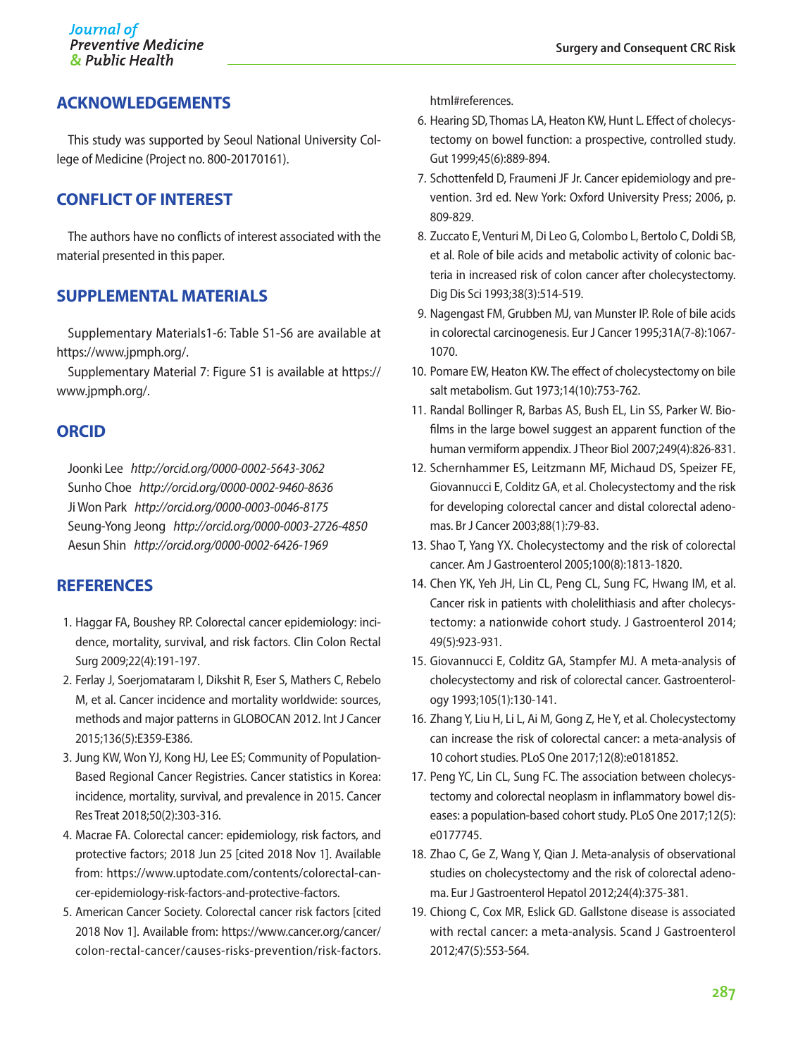## ACKNOWLEDGEMENTS

This study was supported by Seoul National University College of Medicine (Project no. 800-20170161).

## CONFLICT OF INTEREST

The authors have no conflicts of interest associated with the material presented in this paper.

## SUPPLEMENTAL MATERIALS

Supplementary Materials1-6: Table S1-S6 are available at https://www.jpmph.org/.

Supplementary Material 7: Figure S1 is available at https://www.jpmph.org/.

## ORCID

Joonki Lee *http://orcid.org/0000-0002-5643-3062*
Sunho Choe *http://orcid.org/0000-0002-9460-8636*
Ji Won Park *http://orcid.org/0000-0003-0046-8175*
Seung-Yong Jeong *http://orcid.org/0000-0003-2726-4850*
Aesun Shin *http://orcid.org/0000-0002-6426-1969*

## REFERENCES

1. Haggar FA, Boushey RP. Colorectal cancer epidemiology: incidence, mortality, survival, and risk factors. Clin Colon Rectal Surg 2009;22(4):191-197.
2. Ferlay J, Soerjomataram I, Dikshit R, Eser S, Mathers C, Rebelo M, et al. Cancer incidence and mortality worldwide: sources, methods and major patterns in GLOBOCAN 2012. Int J Cancer 2015;136(5):E359-E386.
3. Jung KW, Won YJ, Kong HJ, Lee ES; Community of Population-Based Regional Cancer Registries. Cancer statistics in Korea: incidence, mortality, survival, and prevalence in 2015. Cancer Res Treat 2018;50(2):303-316.
4. Macrae FA. Colorectal cancer: epidemiology, risk factors, and protective factors; 2018 Jun 25 [cited 2018 Nov 1]. Available from: https://www.uptodate.com/contents/colorectal-cancer-epidemiology-risk-factors-and-protective-factors.
5. American Cancer Society. Colorectal cancer risk factors [cited 2018 Nov 1]. Available from: https://www.cancer.org/cancer/colon-rectal-cancer/causes-risks-prevention/risk-factors.html#references.
6. Hearing SD, Thomas LA, Heaton KW, Hunt L. Effect of cholecystectomy on bowel function: a prospective, controlled study. Gut 1999;45(6):889-894.
7. Schottenfeld D, Fraumeni JF Jr. Cancer epidemiology and prevention. 3rd ed. New York: Oxford University Press; 2006, p. 809-829.
8. Zuccato E, Venturi M, Di Leo G, Colombo L, Bertolo C, Doldi SB, et al. Role of bile acids and metabolic activity of colonic bacteria in increased risk of colon cancer after cholecystectomy. Dig Dis Sci 1993;38(3):514-519.
9. Nagengast FM, Grubben MJ, van Munster IP. Role of bile acids in colorectal carcinogenesis. Eur J Cancer 1995;31A(7-8):1067-1070.
10. Pomare EW, Heaton KW. The effect of cholecystectomy on bile salt metabolism. Gut 1973;14(10):753-762.
11. Randal Bollinger R, Barbas AS, Bush EL, Lin SS, Parker W. Biofilms in the large bowel suggest an apparent function of the human vermiform appendix. J Theor Biol 2007;249(4):826-831.
12. Schernhammer ES, Leitzmann MF, Michaud DS, Speizer FE, Giovannucci E, Colditz GA, et al. Cholecystectomy and the risk for developing colorectal cancer and distal colorectal adenomas. Br J Cancer 2003;88(1):79-83.
13. Shao T, Yang YX. Cholecystectomy and the risk of colorectal cancer. Am J Gastroenterol 2005;100(8):1813-1820.
14. Chen YK, Yeh JH, Lin CL, Peng CL, Sung FC, Hwang IM, et al. Cancer risk in patients with cholelithiasis and after cholecystectomy: a nationwide cohort study. J Gastroenterol 2014;49(5):923-931.
15. Giovannucci E, Colditz GA, Stampfer MJ. A meta-analysis of cholecystectomy and risk of colorectal cancer. Gastroenterology 1993;105(1):130-141.
16. Zhang Y, Liu H, Li L, Ai M, Gong Z, He Y, et al. Cholecystectomy can increase the risk of colorectal cancer: a meta-analysis of 10 cohort studies. PLoS One 2017;12(8):e0181852.
17. Peng YC, Lin CL, Sung FC. The association between cholecystectomy and colorectal neoplasm in inflammatory bowel diseases: a population-based cohort study. PLoS One 2017;12(5):e0177745.
18. Zhao C, Ge Z, Wang Y, Qian J. Meta-analysis of observational studies on cholecystectomy and the risk of colorectal adenoma. Eur J Gastroenterol Hepatol 2012;24(4):375-381.
19. Chiong C, Cox MR, Eslick GD. Gallstone disease is associated with rectal cancer: a meta-analysis. Scand J Gastroenterol 2012;47(5):553-564.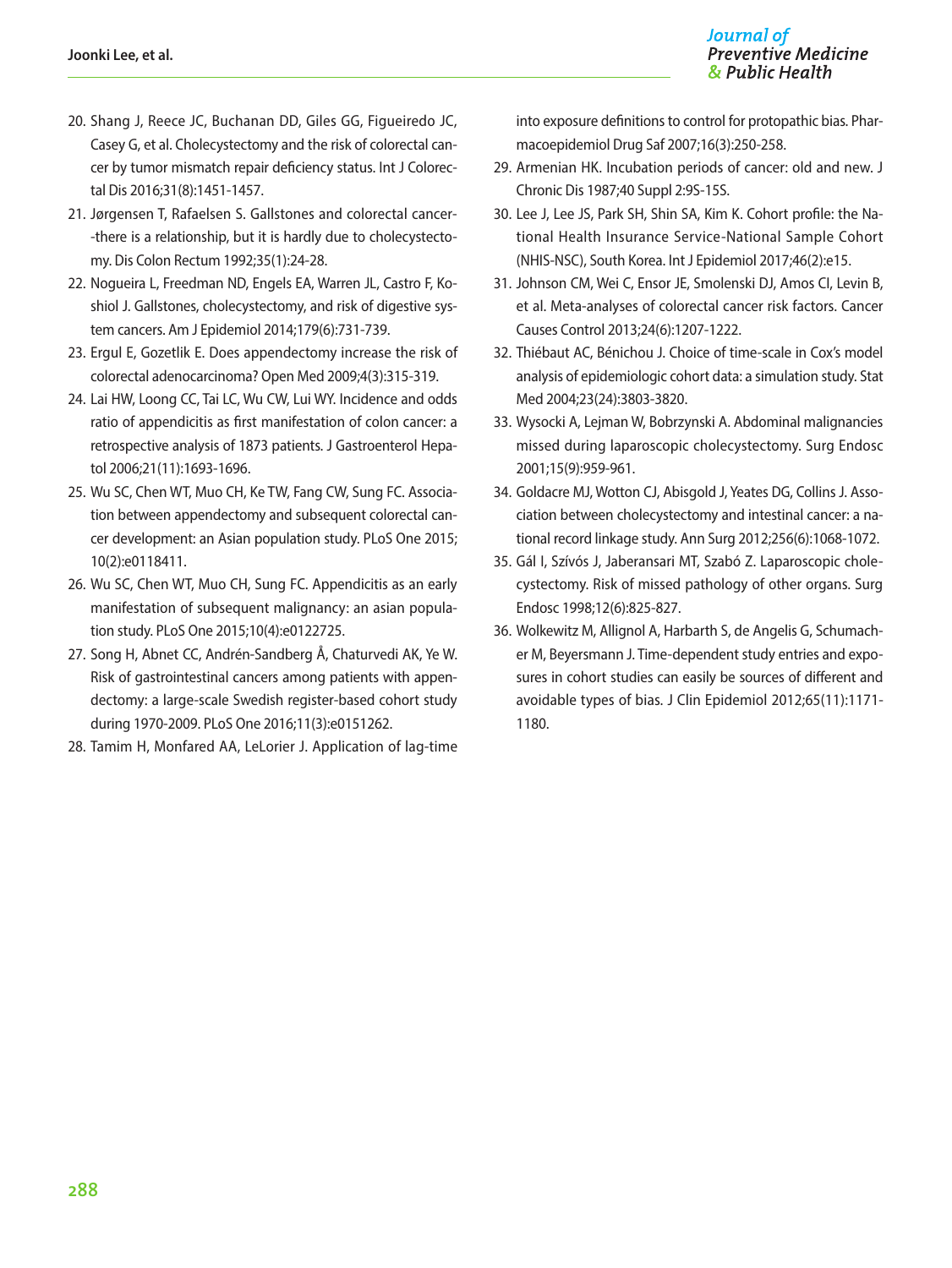20. Shang J, Reece JC, Buchanan DD, Giles GG, Figueiredo JC, Casey G, et al. Cholecystectomy and the risk of colorectal cancer by tumor mismatch repair deficiency status. Int J Colorectal Dis 2016;31(8):1451-1457.
21. Jørgensen T, Rafaelsen S. Gallstones and colorectal cancer--there is a relationship, but it is hardly due to cholecystectomy. Dis Colon Rectum 1992;35(1):24-28.
22. Nogueira L, Freedman ND, Engels EA, Warren JL, Castro F, Koshiol J. Gallstones, cholecystectomy, and risk of digestive system cancers. Am J Epidemiol 2014;179(6):731-739.
23. Ergul E, Gozetlik E. Does appendectomy increase the risk of colorectal adenocarcinoma? Open Med 2009;4(3):315-319.
24. Lai HW, Loong CC, Tai LC, Wu CW, Lui WY. Incidence and odds ratio of appendicitis as first manifestation of colon cancer: a retrospective analysis of 1873 patients. J Gastroenterol Hepatol 2006;21(11):1693-1696.
25. Wu SC, Chen WT, Muo CH, Ke TW, Fang CW, Sung FC. Association between appendectomy and subsequent colorectal cancer development: an Asian population study. PLoS One 2015; 10(2):e0118411.
26. Wu SC, Chen WT, Muo CH, Sung FC. Appendicitis as an early manifestation of subsequent malignancy: an asian population study. PLoS One 2015;10(4):e0122725.
27. Song H, Abnet CC, Andrén-Sandberg Å, Chaturvedi AK, Ye W. Risk of gastrointestinal cancers among patients with appendectomy: a large-scale Swedish register-based cohort study during 1970-2009. PLoS One 2016;11(3):e0151262.
28. Tamim H, Monfared AA, LeLorier J. Application of lag-time into exposure definitions to control for protopathic bias. Pharmacoepidemiol Drug Saf 2007;16(3):250-258.
29. Armenian HK. Incubation periods of cancer: old and new. J Chronic Dis 1987;40 Suppl 2:9S-15S.
30. Lee J, Lee JS, Park SH, Shin SA, Kim K. Cohort profile: the National Health Insurance Service-National Sample Cohort (NHIS-NSC), South Korea. Int J Epidemiol 2017;46(2):e15.
31. Johnson CM, Wei C, Ensor JE, Smolenski DJ, Amos CI, Levin B, et al. Meta-analyses of colorectal cancer risk factors. Cancer Causes Control 2013;24(6):1207-1222.
32. Thiébaut AC, Bénichou J. Choice of time-scale in Cox's model analysis of epidemiologic cohort data: a simulation study. Stat Med 2004;23(24):3803-3820.
33. Wysocki A, Lejman W, Bobrzynski A. Abdominal malignancies missed during laparoscopic cholecystectomy. Surg Endosc 2001;15(9):959-961.
34. Goldacre MJ, Wotton CJ, Abisgold J, Yeates DG, Collins J. Association between cholecystectomy and intestinal cancer: a national record linkage study. Ann Surg 2012;256(6):1068-1072.
35. Gál I, Szívós J, Jaberansari MT, Szabó Z. Laparoscopic cholecystectomy. Risk of missed pathology of other organs. Surg Endosc 1998;12(6):825-827.
36. Wolkewitz M, Allignol A, Harbarth S, de Angelis G, Schumacher M, Beyersmann J. Time-dependent study entries and exposures in cohort studies can easily be sources of different and avoidable types of bias. J Clin Epidemiol 2012;65(11):1171-1180.